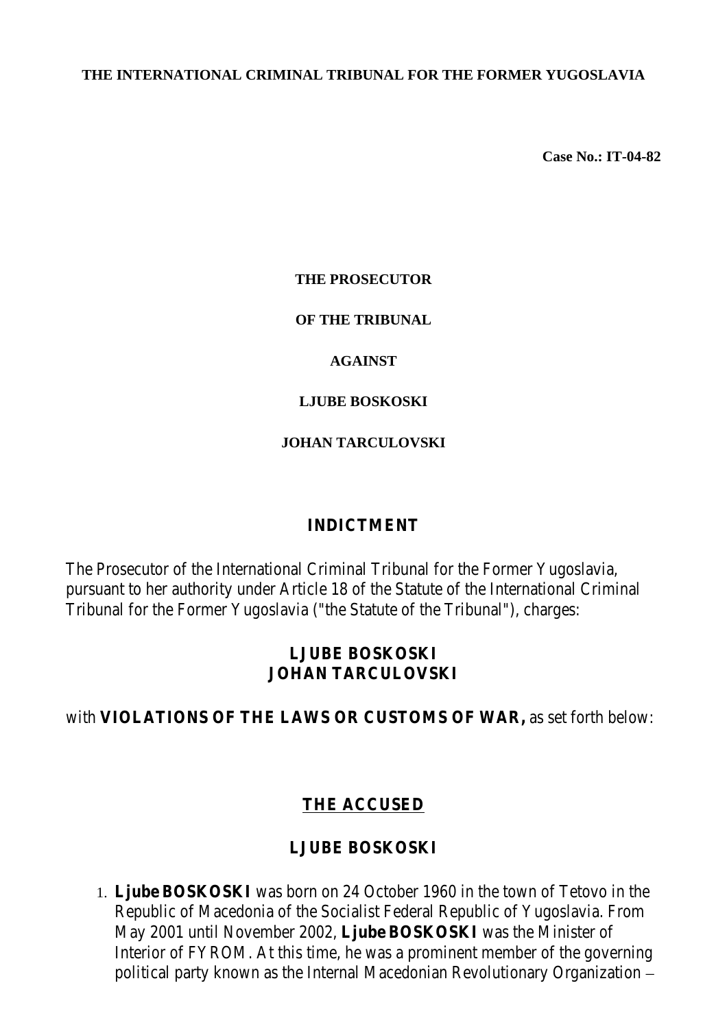**THE INTERNATIONAL CRIMINAL TRIBUNAL FOR THE FORMER YUGOSLAVIA**

**Case No.: IT-04-82**

**THE PROSECUTOR**

**OF THE TRIBUNAL**

**AGAINST**

**LJUBE BOSKOSKI**

**JOHAN TARCULOVSKI**

# INDICTMENT

The Prosecutor of the International Criminal Tribunal for the Former Yugoslavia, pursuant to her authority under Article 18 of the Statute of the International Criminal Tribunal for the Former Yugoslavia ("the Statute of the Tribunal"), charges:

**LJUBE BOSKOSKI**
**JOHAN TARCULOVSKI**

with **VIOLATIONS OF THE LAWS OR CUSTOMS OF WAR,** as set forth below:

## THE ACCUSED

### LJUBE BOSKOSKI

1. **Ljube BOSKOSKI** was born on 24 October 1960 in the town of Tetovo in the Republic of Macedonia of the Socialist Federal Republic of Yugoslavia. From May 2001 until November 2002, **Ljube BOSKOSKI** was the Minister of Interior of FYROM. At this time, he was a prominent member of the governing political party known as the Internal Macedonian Revolutionary Organization –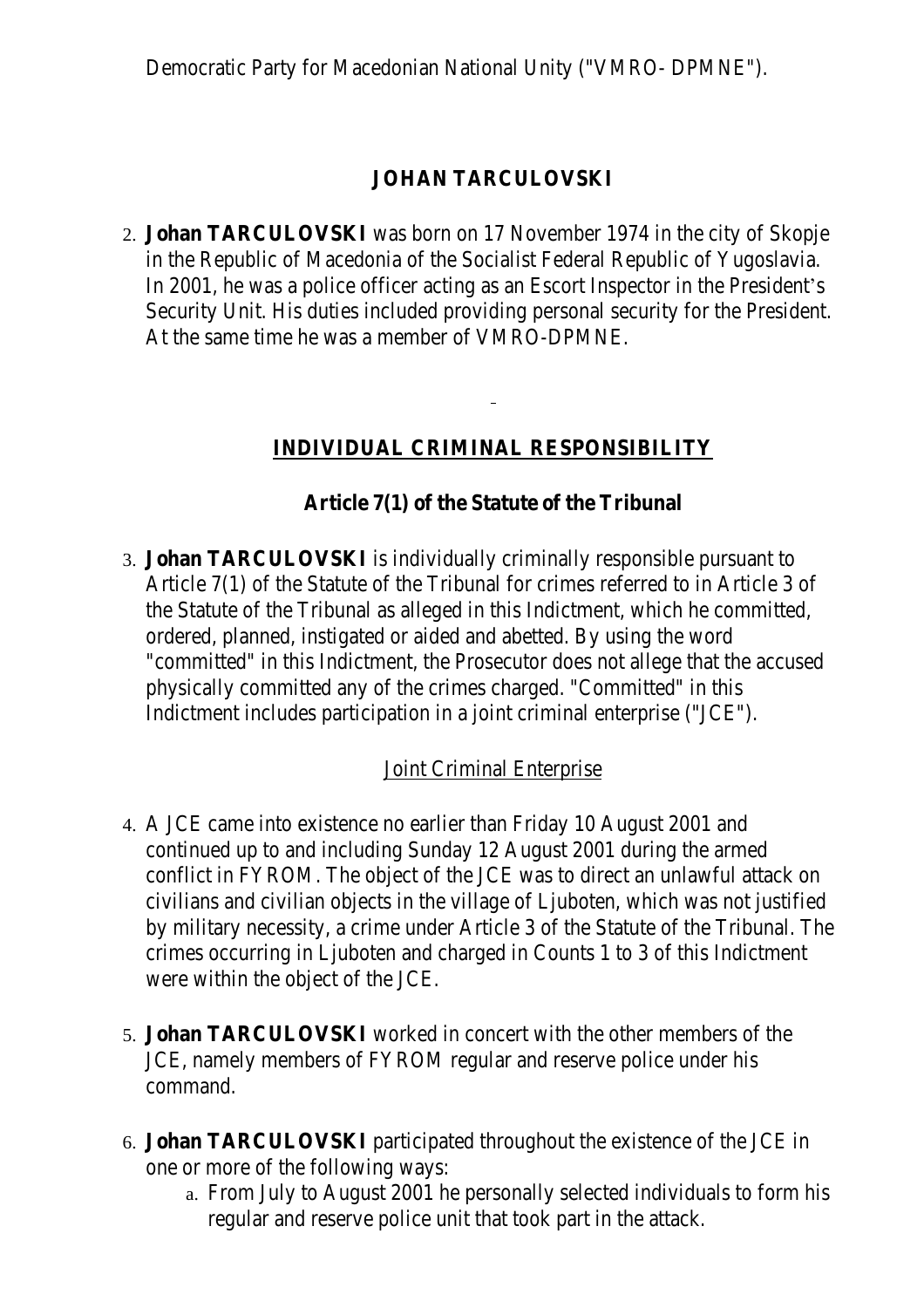Democratic Party for Macedonian National Unity ("VMRO- DPMNE").

## JOHAN TARCULOVSKI

2. **Johan TARCULOVSKI** was born on 17 November 1974 in the city of Skopje in the Republic of Macedonia of the Socialist Federal Republic of Yugoslavia. In 2001, he was a police officer acting as an Escort Inspector in the President's Security Unit. His duties included providing personal security for the President. At the same time he was a member of VMRO-DPMNE.

## INDIVIDUAL CRIMINAL RESPONSIBILITY

### Article 7(1) of the Statute of the Tribunal

3. **Johan TARCULOVSKI** is individually criminally responsible pursuant to Article 7(1) of the Statute of the Tribunal for crimes referred to in Article 3 of the Statute of the Tribunal as alleged in this Indictment, which he committed, ordered, planned, instigated or aided and abetted. By using the word "committed" in this Indictment, the Prosecutor does not allege that the accused physically committed any of the crimes charged. "Committed" in this Indictment includes participation in a joint criminal enterprise ("JCE").

#### Joint Criminal Enterprise

4. A JCE came into existence no earlier than Friday 10 August 2001 and continued up to and including Sunday 12 August 2001 during the armed conflict in FYROM. The object of the JCE was to direct an unlawful attack on civilians and civilian objects in the village of Ljuboten, which was not justified by military necessity, a crime under Article 3 of the Statute of the Tribunal. The crimes occurring in Ljuboten and charged in Counts 1 to 3 of this Indictment were within the object of the JCE.

5. **Johan TARCULOVSKI** worked in concert with the other members of the JCE, namely members of FYROM regular and reserve police under his command.

6. **Johan TARCULOVSKI** participated throughout the existence of the JCE in one or more of the following ways:
   a. From July to August 2001 he personally selected individuals to form his regular and reserve police unit that took part in the attack.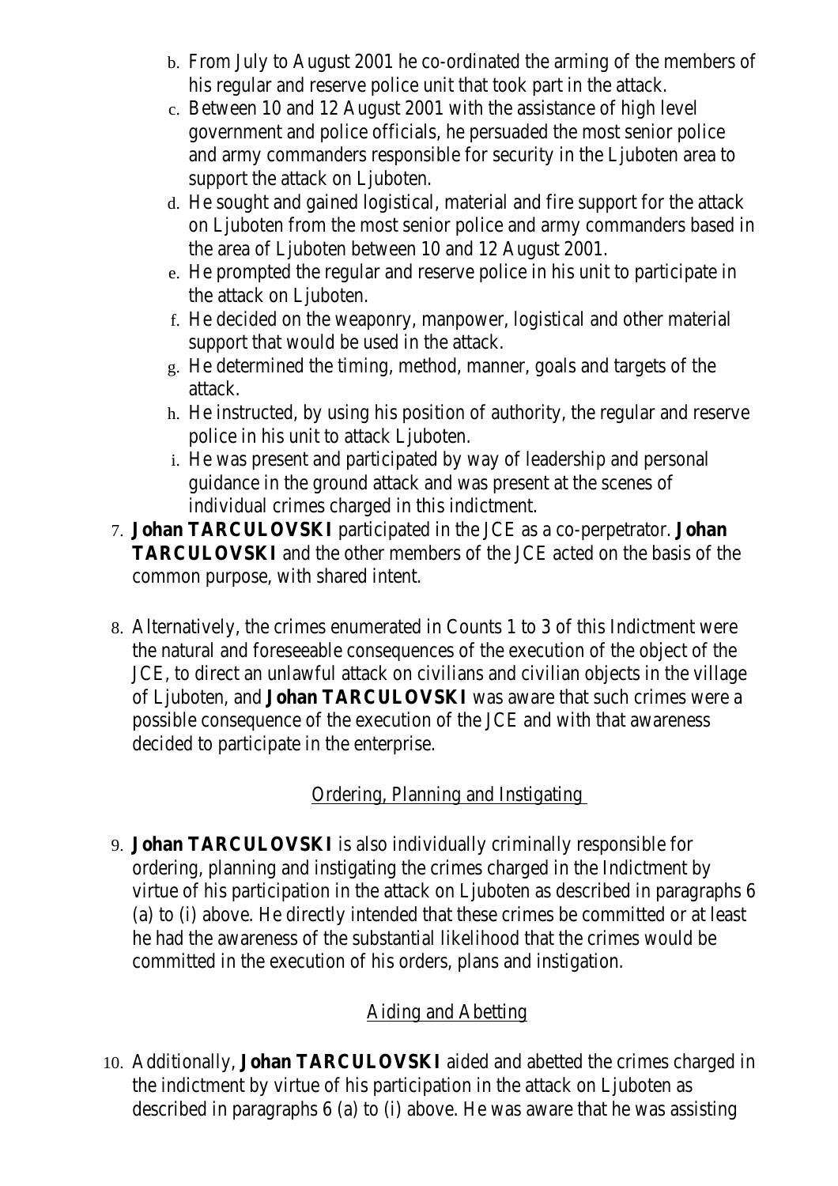b. From July to August 2001 he co-ordinated the arming of the members of his regular and reserve police unit that took part in the attack.

c. Between 10 and 12 August 2001 with the assistance of high level government and police officials, he persuaded the most senior police and army commanders responsible for security in the Ljuboten area to support the attack on Ljuboten.

d. He sought and gained logistical, material and fire support for the attack on Ljuboten from the most senior police and army commanders based in the area of Ljuboten between 10 and 12 August 2001.

e. He prompted the regular and reserve police in his unit to participate in the attack on Ljuboten.

f. He decided on the weaponry, manpower, logistical and other material support that would be used in the attack.

g. He determined the timing, method, manner, goals and targets of the attack.

h. He instructed, by using his position of authority, the regular and reserve police in his unit to attack Ljuboten.

i. He was present and participated by way of leadership and personal guidance in the ground attack and was present at the scenes of individual crimes charged in this indictment.

7. **Johan TARCULOVSKI** participated in the JCE as a co-perpetrator. **Johan TARCULOVSKI** and the other members of the JCE acted on the basis of the common purpose, with shared intent.

8. Alternatively, the crimes enumerated in Counts 1 to 3 of this Indictment were the natural and foreseeable consequences of the execution of the object of the JCE, to direct an unlawful attack on civilians and civilian objects in the village of Ljuboten, and **Johan TARCULOVSKI** was aware that such crimes were a possible consequence of the execution of the JCE and with that awareness decided to participate in the enterprise.

<u>Ordering, Planning and Instigating</u>

9. **Johan TARCULOVSKI** is also individually criminally responsible for ordering, planning and instigating the crimes charged in the Indictment by virtue of his participation in the attack on Ljuboten as described in paragraphs 6 (a) to (i) above. He directly intended that these crimes be committed or at least he had the awareness of the substantial likelihood that the crimes would be committed in the execution of his orders, plans and instigation.

<u>Aiding and Abetting</u>

10. Additionally, **Johan TARCULOVSKI** aided and abetted the crimes charged in the indictment by virtue of his participation in the attack on Ljuboten as described in paragraphs 6 (a) to (i) above. He was aware that he was assisting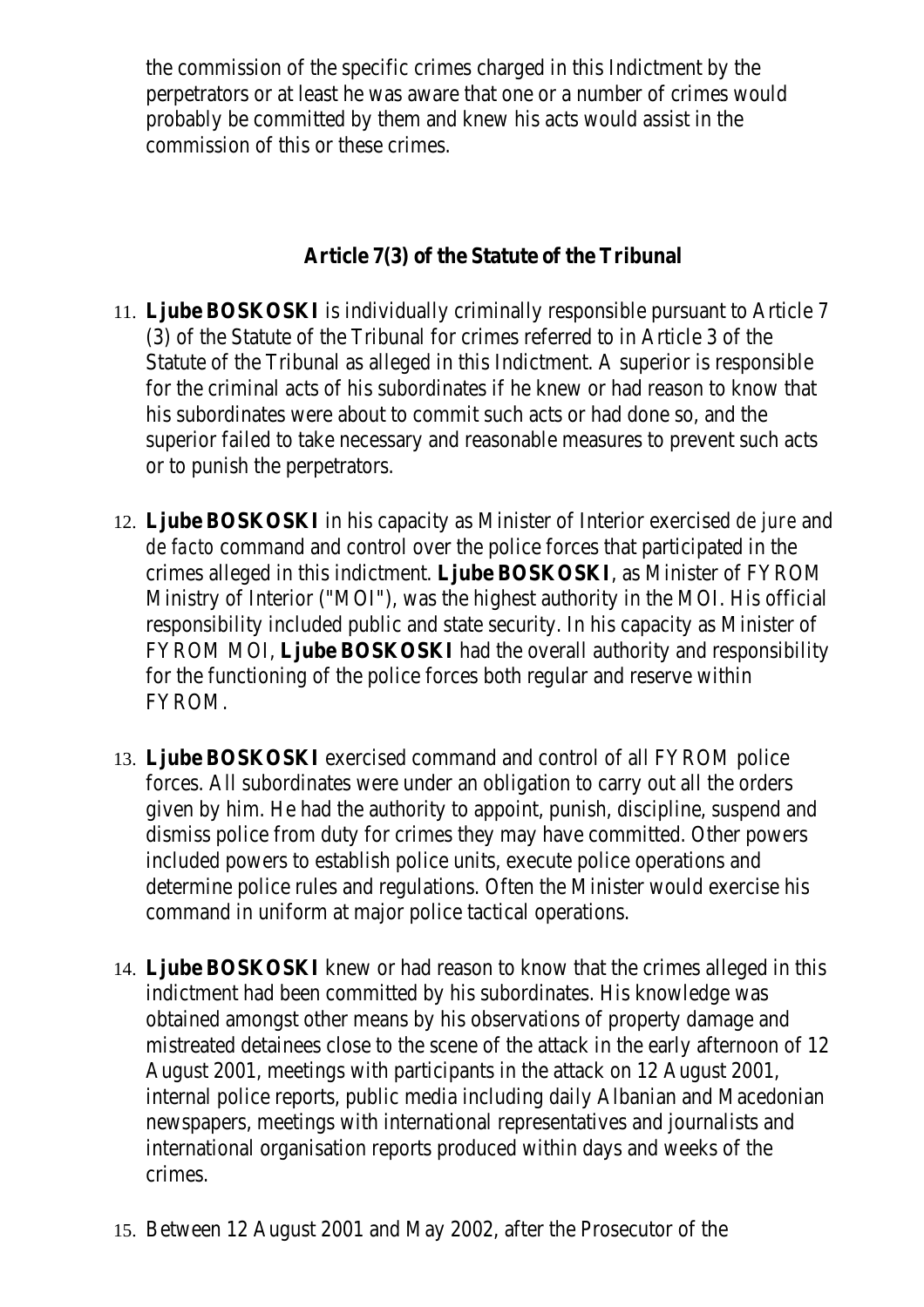the commission of the specific crimes charged in this Indictment by the perpetrators or at least he was aware that one or a number of crimes would probably be committed by them and knew his acts would assist in the commission of this or these crimes.

## Article 7(3) of the Statute of the Tribunal

11. **Ljube BOSKOSKI** is individually criminally responsible pursuant to Article 7 (3) of the Statute of the Tribunal for crimes referred to in Article 3 of the Statute of the Tribunal as alleged in this Indictment. A superior is responsible for the criminal acts of his subordinates if he knew or had reason to know that his subordinates were about to commit such acts or had done so, and the superior failed to take necessary and reasonable measures to prevent such acts or to punish the perpetrators.

12. **Ljube BOSKOSKI** in his capacity as Minister of Interior exercised *de jure* and *de facto* command and control over the police forces that participated in the crimes alleged in this indictment. **Ljube BOSKOSKI**, as Minister of FYROM Ministry of Interior ("MOI"), was the highest authority in the MOI. His official responsibility included public and state security. In his capacity as Minister of FYROM MOI, **Ljube BOSKOSKI** had the overall authority and responsibility for the functioning of the police forces both regular and reserve within FYROM.

13. **Ljube BOSKOSKI** exercised command and control of all FYROM police forces. All subordinates were under an obligation to carry out all the orders given by him. He had the authority to appoint, punish, discipline, suspend and dismiss police from duty for crimes they may have committed. Other powers included powers to establish police units, execute police operations and determine police rules and regulations. Often the Minister would exercise his command in uniform at major police tactical operations.

14. **Ljube BOSKOSKI** knew or had reason to know that the crimes alleged in this indictment had been committed by his subordinates. His knowledge was obtained amongst other means by his observations of property damage and mistreated detainees close to the scene of the attack in the early afternoon of 12 August 2001, meetings with participants in the attack on 12 August 2001, internal police reports, public media including daily Albanian and Macedonian newspapers, meetings with international representatives and journalists and international organisation reports produced within days and weeks of the crimes.

15. Between 12 August 2001 and May 2002, after the Prosecutor of the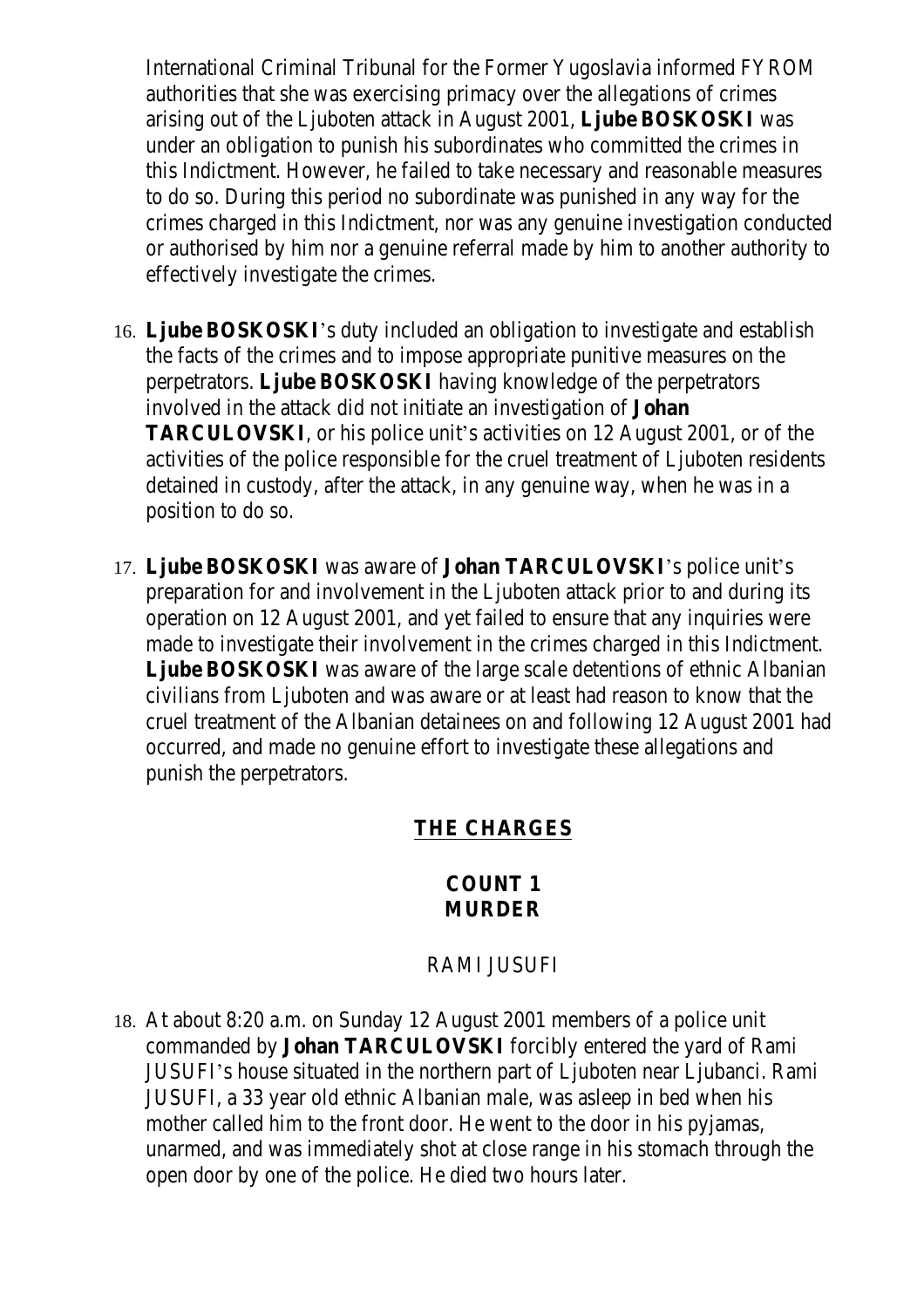International Criminal Tribunal for the Former Yugoslavia informed FYROM authorities that she was exercising primacy over the allegations of crimes arising out of the Ljuboten attack in August 2001, **Ljube BOSKOSKI** was under an obligation to punish his subordinates who committed the crimes in this Indictment. However, he failed to take necessary and reasonable measures to do so. During this period no subordinate was punished in any way for the crimes charged in this Indictment, nor was any genuine investigation conducted or authorised by him nor a genuine referral made by him to another authority to effectively investigate the crimes.

16. **Ljube BOSKOSKI**'s duty included an obligation to investigate and establish the facts of the crimes and to impose appropriate punitive measures on the perpetrators. **Ljube BOSKOSKI** having knowledge of the perpetrators involved in the attack did not initiate an investigation of **Johan TARCULOVSKI**, or his police unit's activities on 12 August 2001, or of the activities of the police responsible for the cruel treatment of Ljuboten residents detained in custody, after the attack, in any genuine way, when he was in a position to do so.

17. **Ljube BOSKOSKI** was aware of **Johan TARCULOVSKI**'s police unit's preparation for and involvement in the Ljuboten attack prior to and during its operation on 12 August 2001, and yet failed to ensure that any inquiries were made to investigate their involvement in the crimes charged in this Indictment. **Ljube BOSKOSKI** was aware of the large scale detentions of ethnic Albanian civilians from Ljuboten and was aware or at least had reason to know that the cruel treatment of the Albanian detainees on and following 12 August 2001 had occurred, and made no genuine effort to investigate these allegations and punish the perpetrators.

## THE CHARGES

### COUNT 1
### MURDER

RAMI JUSUFI

18. At about 8:20 a.m. on Sunday 12 August 2001 members of a police unit commanded by **Johan TARCULOVSKI** forcibly entered the yard of Rami JUSUFI's house situated in the northern part of Ljuboten near Ljubanci. Rami JUSUFI, a 33 year old ethnic Albanian male, was asleep in bed when his mother called him to the front door. He went to the door in his pyjamas, unarmed, and was immediately shot at close range in his stomach through the open door by one of the police. He died two hours later.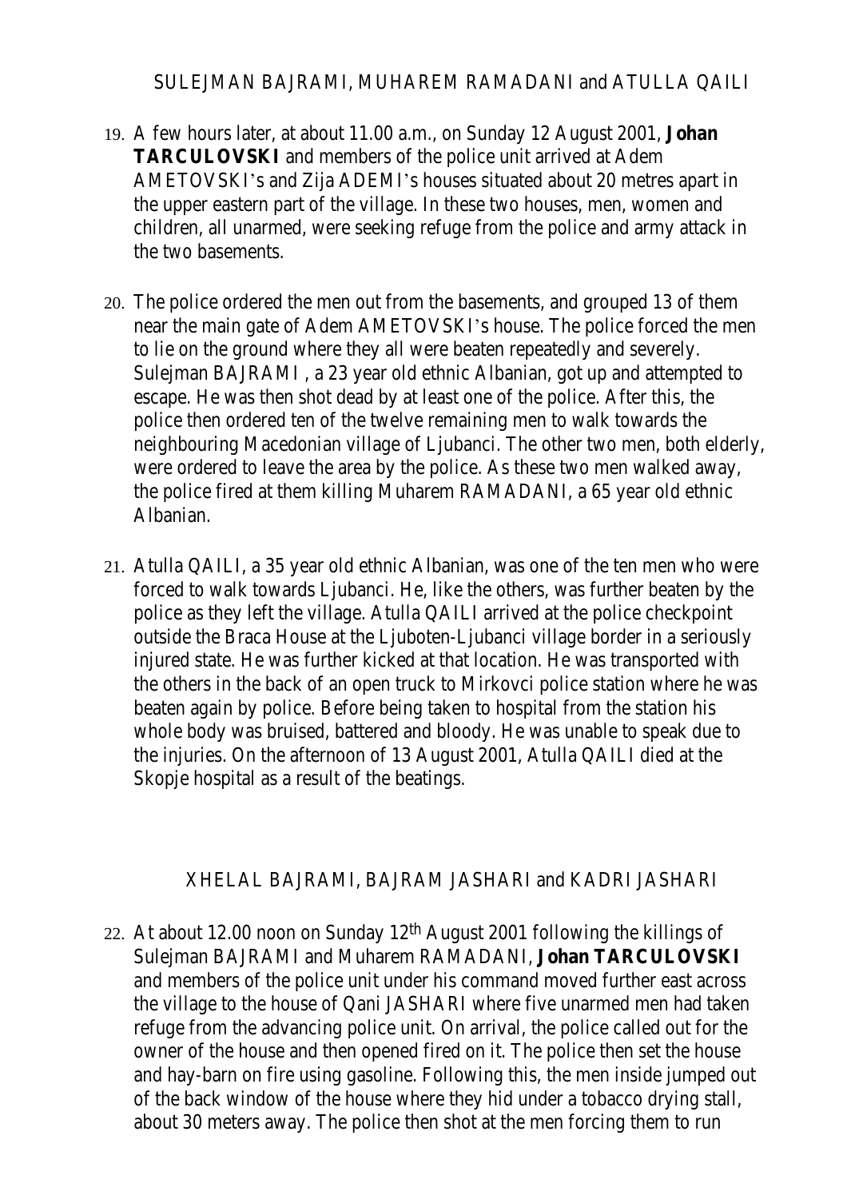## SULEJMAN BAJRAMI, MUHAREM RAMADANI and ATULLA QAILI

19. A few hours later, at about 11.00 a.m., on Sunday 12 August 2001, **Johan TARCULOVSKI** and members of the police unit arrived at Adem AMETOVSKI's and Zija ADEMI's houses situated about 20 metres apart in the upper eastern part of the village. In these two houses, men, women and children, all unarmed, were seeking refuge from the police and army attack in the two basements.

20. The police ordered the men out from the basements, and grouped 13 of them near the main gate of Adem AMETOVSKI's house. The police forced the men to lie on the ground where they all were beaten repeatedly and severely. Sulejman BAJRAMI , a 23 year old ethnic Albanian, got up and attempted to escape. He was then shot dead by at least one of the police. After this, the police then ordered ten of the twelve remaining men to walk towards the neighbouring Macedonian village of Ljubanci. The other two men, both elderly, were ordered to leave the area by the police. As these two men walked away, the police fired at them killing Muharem RAMADANI, a 65 year old ethnic Albanian.

21. Atulla QAILI, a 35 year old ethnic Albanian, was one of the ten men who were forced to walk towards Ljubanci. He, like the others, was further beaten by the police as they left the village. Atulla QAILI arrived at the police checkpoint outside the Braca House at the Ljuboten-Ljubanci village border in a seriously injured state. He was further kicked at that location. He was transported with the others in the back of an open truck to Mirkovci police station where he was beaten again by police. Before being taken to hospital from the station his whole body was bruised, battered and bloody. He was unable to speak due to the injuries. On the afternoon of 13 August 2001, Atulla QAILI died at the Skopje hospital as a result of the beatings.

## XHELAL BAJRAMI, BAJRAM JASHARI and KADRI JASHARI

22. At about 12.00 noon on Sunday 12th August 2001 following the killings of Sulejman BAJRAMI and Muharem RAMADANI, **Johan TARCULOVSKI** and members of the police unit under his command moved further east across the village to the house of Qani JASHARI where five unarmed men had taken refuge from the advancing police unit. On arrival, the police called out for the owner of the house and then opened fired on it. The police then set the house and hay-barn on fire using gasoline. Following this, the men inside jumped out of the back window of the house where they hid under a tobacco drying stall, about 30 meters away. The police then shot at the men forcing them to run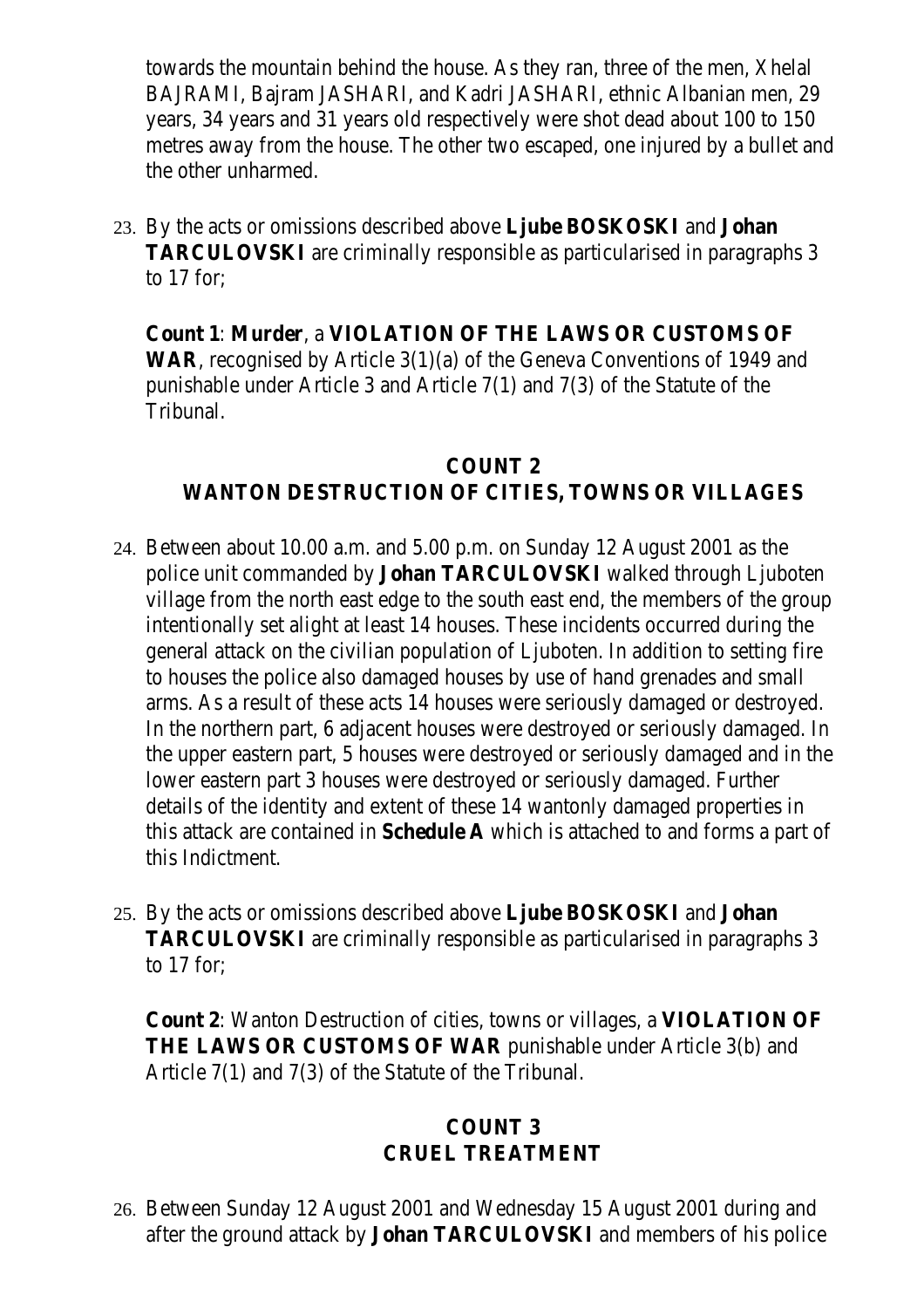towards the mountain behind the house. As they ran, three of the men, Xhelal BAJRAMI, Bajram JASHARI, and Kadri JASHARI, ethnic Albanian men, 29 years, 34 years and 31 years old respectively were shot dead about 100 to 150 metres away from the house. The other two escaped, one injured by a bullet and the other unharmed.

23. By the acts or omissions described above **Ljube BOSKOSKI** and **Johan TARCULOVSKI** are criminally responsible as particularised in paragraphs 3 to 17 for;

**Count 1**: **Murder**, a **VIOLATION OF THE LAWS OR CUSTOMS OF WAR**, recognised by Article 3(1)(a) of the Geneva Conventions of 1949 and punishable under Article 3 and Article 7(1) and 7(3) of the Statute of the Tribunal.

## COUNT 2
## WANTON DESTRUCTION OF CITIES, TOWNS OR VILLAGES

24. Between about 10.00 a.m. and 5.00 p.m. on Sunday 12 August 2001 as the police unit commanded by **Johan TARCULOVSKI** walked through Ljuboten village from the north east edge to the south east end, the members of the group intentionally set alight at least 14 houses. These incidents occurred during the general attack on the civilian population of Ljuboten. In addition to setting fire to houses the police also damaged houses by use of hand grenades and small arms. As a result of these acts 14 houses were seriously damaged or destroyed. In the northern part, 6 adjacent houses were destroyed or seriously damaged. In the upper eastern part, 5 houses were destroyed or seriously damaged and in the lower eastern part 3 houses were destroyed or seriously damaged. Further details of the identity and extent of these 14 wantonly damaged properties in this attack are contained in **Schedule A** which is attached to and forms a part of this Indictment.

25. By the acts or omissions described above **Ljube BOSKOSKI** and **Johan TARCULOVSKI** are criminally responsible as particularised in paragraphs 3 to 17 for;

**Count 2**: Wanton Destruction of cities, towns or villages, a **VIOLATION OF THE LAWS OR CUSTOMS OF WAR** punishable under Article 3(b) and Article 7(1) and 7(3) of the Statute of the Tribunal.

## COUNT 3
## CRUEL TREATMENT

26. Between Sunday 12 August 2001 and Wednesday 15 August 2001 during and after the ground attack by **Johan TARCULOVSKI** and members of his police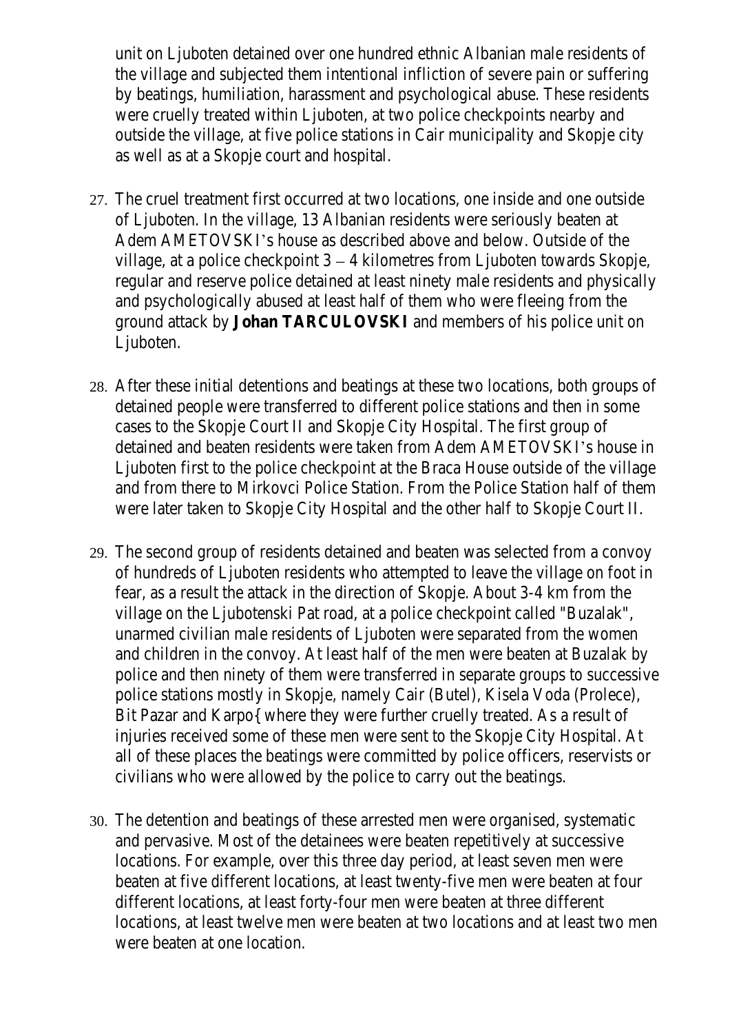unit on Ljuboten detained over one hundred ethnic Albanian male residents of the village and subjected them intentional infliction of severe pain or suffering by beatings, humiliation, harassment and psychological abuse. These residents were cruelly treated within Ljuboten, at two police checkpoints nearby and outside the village, at five police stations in Cair municipality and Skopje city as well as at a Skopje court and hospital.

27. The cruel treatment first occurred at two locations, one inside and one outside of Ljuboten. In the village, 13 Albanian residents were seriously beaten at Adem AMETOVSKI's house as described above and below. Outside of the village, at a police checkpoint 3 – 4 kilometres from Ljuboten towards Skopje, regular and reserve police detained at least ninety male residents and physically and psychologically abused at least half of them who were fleeing from the ground attack by **Johan TARCULOVSKI** and members of his police unit on Ljuboten.

28. After these initial detentions and beatings at these two locations, both groups of detained people were transferred to different police stations and then in some cases to the Skopje Court II and Skopje City Hospital. The first group of detained and beaten residents were taken from Adem AMETOVSKI's house in Ljuboten first to the police checkpoint at the Braca House outside of the village and from there to Mirkovci Police Station. From the Police Station half of them were later taken to Skopje City Hospital and the other half to Skopje Court II.

29. The second group of residents detained and beaten was selected from a convoy of hundreds of Ljuboten residents who attempted to leave the village on foot in fear, as a result the attack in the direction of Skopje. About 3-4 km from the village on the Ljubotenski Pat road, at a police checkpoint called "Buzalak", unarmed civilian male residents of Ljuboten were separated from the women and children in the convoy. At least half of the men were beaten at Buzalak by police and then ninety of them were transferred in separate groups to successive police stations mostly in Skopje, namely Cair (Butel), Kisela Voda (Prolece), Bit Pazar and Karpo{ where they were further cruelly treated. As a result of injuries received some of these men were sent to the Skopje City Hospital. At all of these places the beatings were committed by police officers, reservists or civilians who were allowed by the police to carry out the beatings.

30. The detention and beatings of these arrested men were organised, systematic and pervasive. Most of the detainees were beaten repetitively at successive locations. For example, over this three day period, at least seven men were beaten at five different locations, at least twenty-five men were beaten at four different locations, at least forty-four men were beaten at three different locations, at least twelve men were beaten at two locations and at least two men were beaten at one location.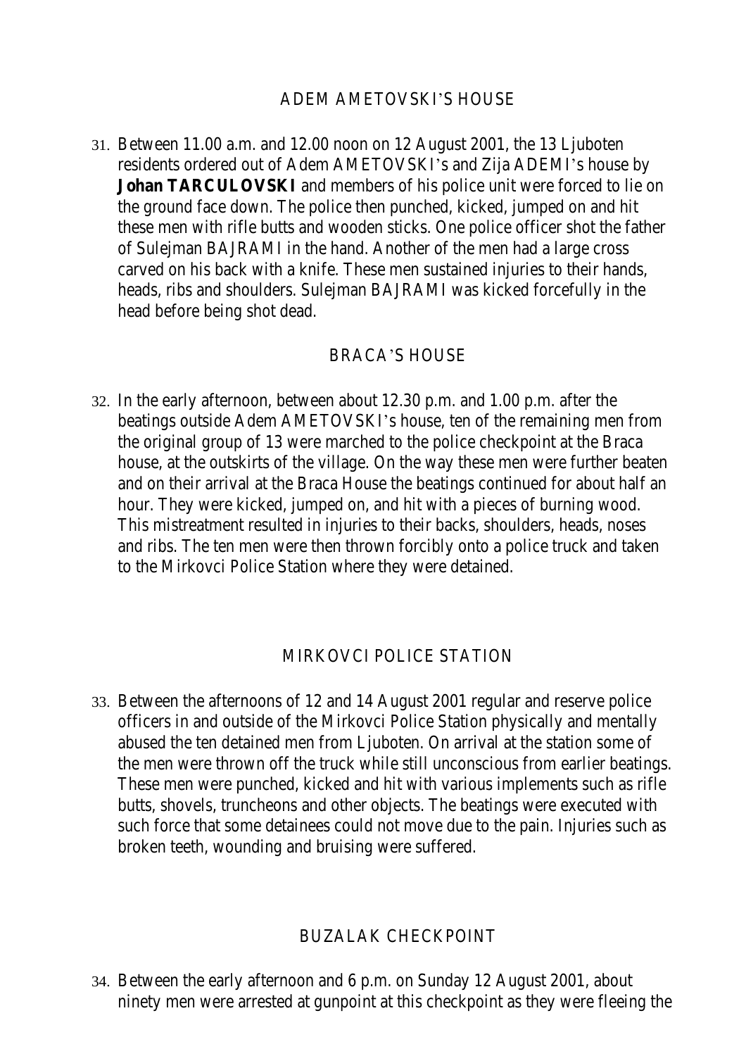## ADEM AMETOVSKI's HOUSE

31. Between 11.00 a.m. and 12.00 noon on 12 August 2001, the 13 Ljuboten residents ordered out of Adem AMETOVSKI's and Zija ADEMI's house by **Johan TARCULOVSKI** and members of his police unit were forced to lie on the ground face down. The police then punched, kicked, jumped on and hit these men with rifle butts and wooden sticks. One police officer shot the father of Sulejman BAJRAMI in the hand. Another of the men had a large cross carved on his back with a knife. These men sustained injuries to their hands, heads, ribs and shoulders. Sulejman BAJRAMI was kicked forcefully in the head before being shot dead.

## BRACA'S HOUSE

32. In the early afternoon, between about 12.30 p.m. and 1.00 p.m. after the beatings outside Adem AMETOVSKI's house, ten of the remaining men from the original group of 13 were marched to the police checkpoint at the Braca house, at the outskirts of the village. On the way these men were further beaten and on their arrival at the Braca House the beatings continued for about half an hour. They were kicked, jumped on, and hit with a pieces of burning wood. This mistreatment resulted in injuries to their backs, shoulders, heads, noses and ribs. The ten men were then thrown forcibly onto a police truck and taken to the Mirkovci Police Station where they were detained.

## MIRKOVCI POLICE STATION

33. Between the afternoons of 12 and 14 August 2001 regular and reserve police officers in and outside of the Mirkovci Police Station physically and mentally abused the ten detained men from Ljuboten. On arrival at the station some of the men were thrown off the truck while still unconscious from earlier beatings. These men were punched, kicked and hit with various implements such as rifle butts, shovels, truncheons and other objects. The beatings were executed with such force that some detainees could not move due to the pain. Injuries such as broken teeth, wounding and bruising were suffered.

## BUZALAK CHECKPOINT

34. Between the early afternoon and 6 p.m. on Sunday 12 August 2001, about ninety men were arrested at gunpoint at this checkpoint as they were fleeing the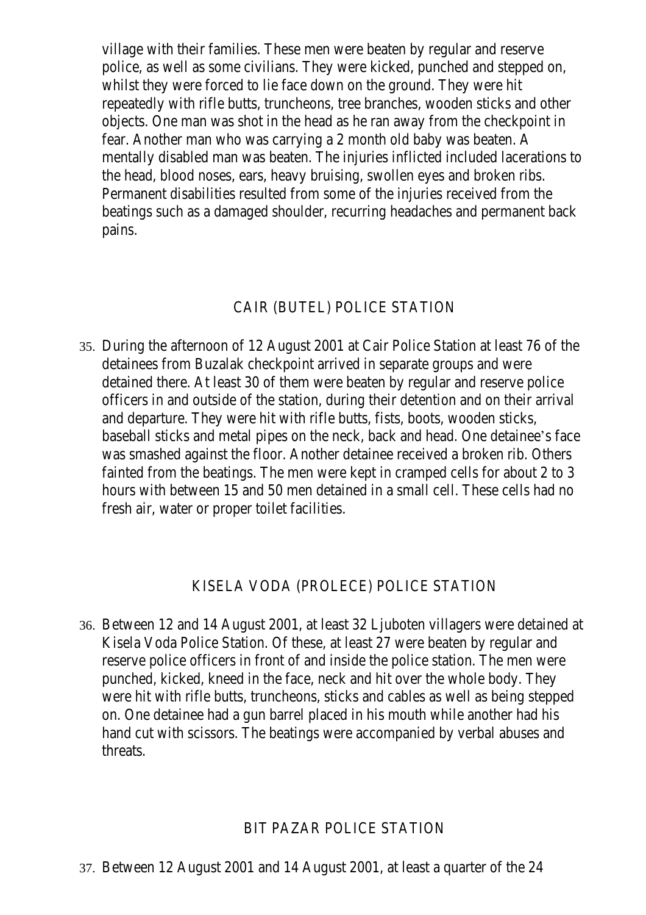village with their families. These men were beaten by regular and reserve police, as well as some civilians. They were kicked, punched and stepped on, whilst they were forced to lie face down on the ground. They were hit repeatedly with rifle butts, truncheons, tree branches, wooden sticks and other objects. One man was shot in the head as he ran away from the checkpoint in fear. Another man who was carrying a 2 month old baby was beaten. A mentally disabled man was beaten. The injuries inflicted included lacerations to the head, blood noses, ears, heavy bruising, swollen eyes and broken ribs. Permanent disabilities resulted from some of the injuries received from the beatings such as a damaged shoulder, recurring headaches and permanent back pains.

## CAIR (BUTEL) POLICE STATION

35. During the afternoon of 12 August 2001 at Cair Police Station at least 76 of the detainees from Buzalak checkpoint arrived in separate groups and were detained there. At least 30 of them were beaten by regular and reserve police officers in and outside of the station, during their detention and on their arrival and departure. They were hit with rifle butts, fists, boots, wooden sticks, baseball sticks and metal pipes on the neck, back and head. One detainee's face was smashed against the floor. Another detainee received a broken rib. Others fainted from the beatings. The men were kept in cramped cells for about 2 to 3 hours with between 15 and 50 men detained in a small cell. These cells had no fresh air, water or proper toilet facilities.

## KISELA VODA (PROLECE) POLICE STATION

36. Between 12 and 14 August 2001, at least 32 Ljuboten villagers were detained at Kisela Voda Police Station. Of these, at least 27 were beaten by regular and reserve police officers in front of and inside the police station. The men were punched, kicked, kneed in the face, neck and hit over the whole body. They were hit with rifle butts, truncheons, sticks and cables as well as being stepped on. One detainee had a gun barrel placed in his mouth while another had his hand cut with scissors. The beatings were accompanied by verbal abuses and threats.

## BIT PAZAR POLICE STATION

37. Between 12 August 2001 and 14 August 2001, at least a quarter of the 24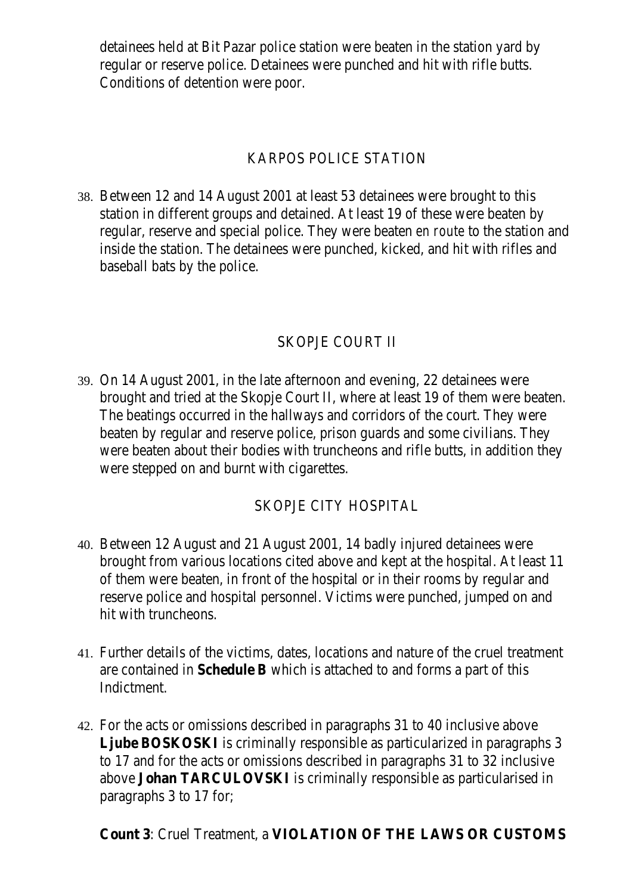detainees held at Bit Pazar police station were beaten in the station yard by regular or reserve police. Detainees were punched and hit with rifle butts. Conditions of detention were poor.

## KARPOS POLICE STATION

38. Between 12 and 14 August 2001 at least 53 detainees were brought to this station in different groups and detained. At least 19 of these were beaten by regular, reserve and special police. They were beaten *en route* to the station and inside the station. The detainees were punched, kicked, and hit with rifles and baseball bats by the police.

## SKOPJE COURT II

39. On 14 August 2001, in the late afternoon and evening, 22 detainees were brought and tried at the Skopje Court II, where at least 19 of them were beaten. The beatings occurred in the hallways and corridors of the court. They were beaten by regular and reserve police, prison guards and some civilians. They were beaten about their bodies with truncheons and rifle butts, in addition they were stepped on and burnt with cigarettes.

## SKOPJE CITY HOSPITAL

40. Between 12 August and 21 August 2001, 14 badly injured detainees were brought from various locations cited above and kept at the hospital. At least 11 of them were beaten, in front of the hospital or in their rooms by regular and reserve police and hospital personnel. Victims were punched, jumped on and hit with truncheons.

41. Further details of the victims, dates, locations and nature of the cruel treatment are contained in **Schedule B** which is attached to and forms a part of this Indictment.

42. For the acts or omissions described in paragraphs 31 to 40 inclusive above **Ljube BOSKOSKI** is criminally responsible as particularized in paragraphs 3 to 17 and for the acts or omissions described in paragraphs 31 to 32 inclusive above **Johan TARCULOVSKI** is criminally responsible as particularised in paragraphs 3 to 17 for;

**Count 3**: Cruel Treatment, a **VIOLATION OF THE LAWS OR CUSTOMS**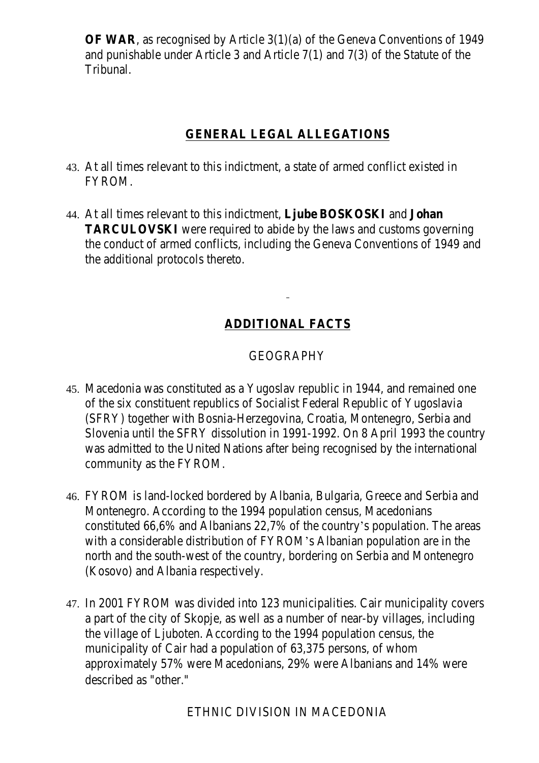**OF WAR**, as recognised by Article 3(1)(a) of the Geneva Conventions of 1949 and punishable under Article 3 and Article 7(1) and 7(3) of the Statute of the Tribunal.

## GENERAL LEGAL ALLEGATIONS

43. At all times relevant to this indictment, a state of armed conflict existed in FYROM.

44. At all times relevant to this indictment, **Ljube BOSKOSKI** and **Johan TARCULOVSKI** were required to abide by the laws and customs governing the conduct of armed conflicts, including the Geneva Conventions of 1949 and the additional protocols thereto.

## ADDITIONAL FACTS

### GEOGRAPHY

45. Macedonia was constituted as a Yugoslav republic in 1944, and remained one of the six constituent republics of Socialist Federal Republic of Yugoslavia (SFRY) together with Bosnia-Herzegovina, Croatia, Montenegro, Serbia and Slovenia until the SFRY dissolution in 1991-1992. On 8 April 1993 the country was admitted to the United Nations after being recognised by the international community as the FYROM.

46. FYROM is land-locked bordered by Albania, Bulgaria, Greece and Serbia and Montenegro. According to the 1994 population census, Macedonians constituted 66,6% and Albanians 22,7% of the country's population. The areas with a considerable distribution of FYROM's Albanian population are in the north and the south-west of the country, bordering on Serbia and Montenegro (Kosovo) and Albania respectively.

47. In 2001 FYROM was divided into 123 municipalities. Cair municipality covers a part of the city of Skopje, as well as a number of near-by villages, including the village of Ljuboten. According to the 1994 population census, the municipality of Cair had a population of 63,375 persons, of whom approximately 57% were Macedonians, 29% were Albanians and 14% were described as "other."

### ETHNIC DIVISION IN MACEDONIA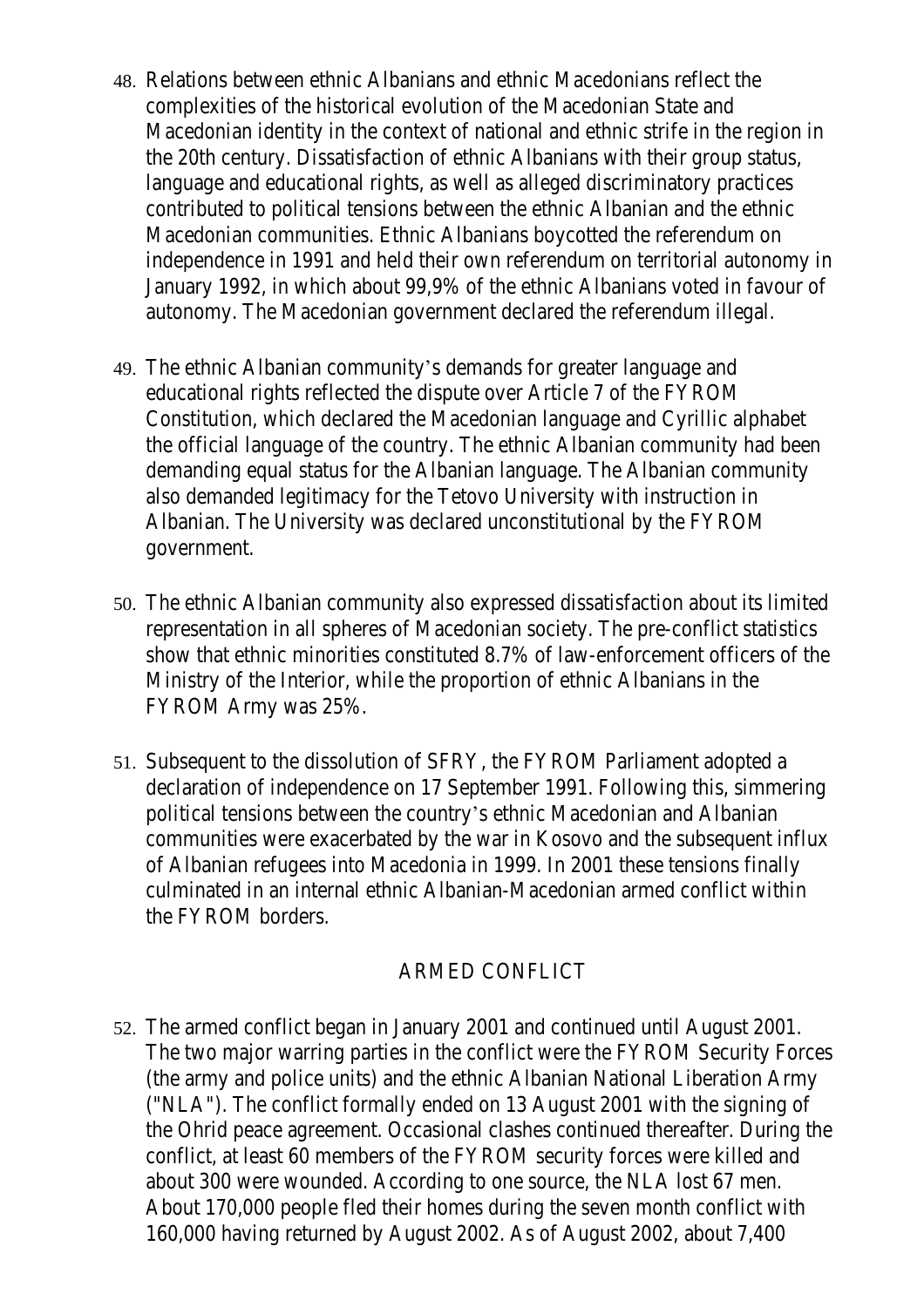48. Relations between ethnic Albanians and ethnic Macedonians reflect the complexities of the historical evolution of the Macedonian State and Macedonian identity in the context of national and ethnic strife in the region in the 20th century. Dissatisfaction of ethnic Albanians with their group status, language and educational rights, as well as alleged discriminatory practices contributed to political tensions between the ethnic Albanian and the ethnic Macedonian communities. Ethnic Albanians boycotted the referendum on independence in 1991 and held their own referendum on territorial autonomy in January 1992, in which about 99,9% of the ethnic Albanians voted in favour of autonomy. The Macedonian government declared the referendum illegal.

49. The ethnic Albanian community's demands for greater language and educational rights reflected the dispute over Article 7 of the FYROM Constitution, which declared the Macedonian language and Cyrillic alphabet the official language of the country. The ethnic Albanian community had been demanding equal status for the Albanian language. The Albanian community also demanded legitimacy for the Tetovo University with instruction in Albanian. The University was declared unconstitutional by the FYROM government.

50. The ethnic Albanian community also expressed dissatisfaction about its limited representation in all spheres of Macedonian society. The pre-conflict statistics show that ethnic minorities constituted 8.7% of law-enforcement officers of the Ministry of the Interior, while the proportion of ethnic Albanians in the FYROM Army was 25%.

51. Subsequent to the dissolution of SFRY, the FYROM Parliament adopted a declaration of independence on 17 September 1991. Following this, simmering political tensions between the country's ethnic Macedonian and Albanian communities were exacerbated by the war in Kosovo and the subsequent influx of Albanian refugees into Macedonia in 1999. In 2001 these tensions finally culminated in an internal ethnic Albanian-Macedonian armed conflict within the FYROM borders.

## ARMED CONFLICT

52. The armed conflict began in January 2001 and continued until August 2001. The two major warring parties in the conflict were the FYROM Security Forces (the army and police units) and the ethnic Albanian National Liberation Army ("NLA"). The conflict formally ended on 13 August 2001 with the signing of the Ohrid peace agreement. Occasional clashes continued thereafter. During the conflict, at least 60 members of the FYROM security forces were killed and about 300 were wounded. According to one source, the NLA lost 67 men. About 170,000 people fled their homes during the seven month conflict with 160,000 having returned by August 2002. As of August 2002, about 7,400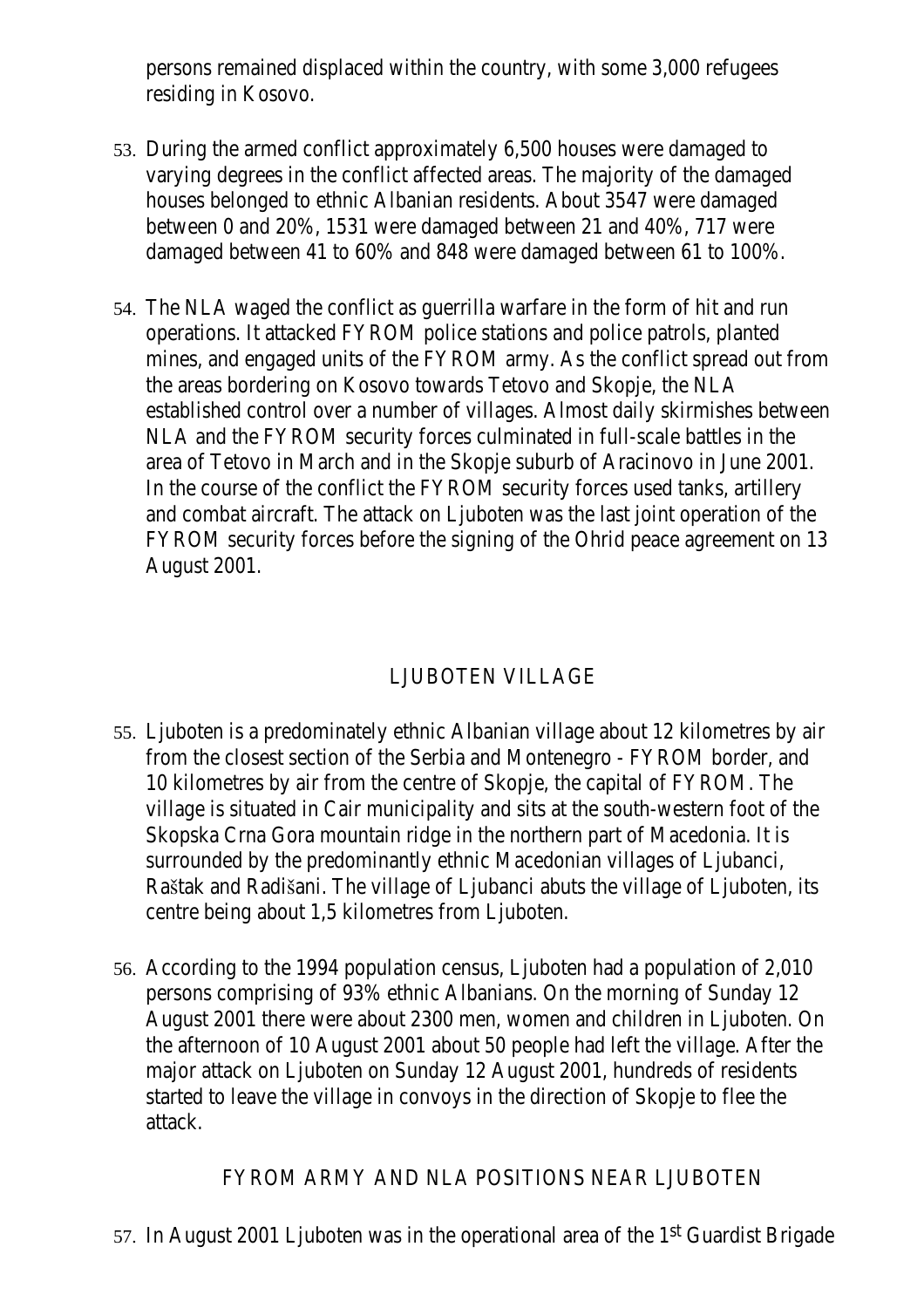persons remained displaced within the country, with some 3,000 refugees residing in Kosovo.

53. During the armed conflict approximately 6,500 houses were damaged to varying degrees in the conflict affected areas. The majority of the damaged houses belonged to ethnic Albanian residents. About 3547 were damaged between 0 and 20%, 1531 were damaged between 21 and 40%, 717 were damaged between 41 to 60% and 848 were damaged between 61 to 100%.

54. The NLA waged the conflict as guerrilla warfare in the form of hit and run operations. It attacked FYROM police stations and police patrols, planted mines, and engaged units of the FYROM army. As the conflict spread out from the areas bordering on Kosovo towards Tetovo and Skopje, the NLA established control over a number of villages. Almost daily skirmishes between NLA and the FYROM security forces culminated in full-scale battles in the area of Tetovo in March and in the Skopje suburb of Aracinovo in June 2001. In the course of the conflict the FYROM security forces used tanks, artillery and combat aircraft. The attack on Ljuboten was the last joint operation of the FYROM security forces before the signing of the Ohrid peace agreement on 13 August 2001.

## LJUBOTEN VILLAGE

55. Ljuboten is a predominately ethnic Albanian village about 12 kilometres by air from the closest section of the Serbia and Montenegro - FYROM border, and 10 kilometres by air from the centre of Skopje, the capital of FYROM. The village is situated in Cair municipality and sits at the south-western foot of the Skopska Crna Gora mountain ridge in the northern part of Macedonia. It is surrounded by the predominantly ethnic Macedonian villages of Ljubanci, Raštak and Radišani. The village of Ljubanci abuts the village of Ljuboten, its centre being about 1,5 kilometres from Ljuboten.

56. According to the 1994 population census, Ljuboten had a population of 2,010 persons comprising of 93% ethnic Albanians. On the morning of Sunday 12 August 2001 there were about 2300 men, women and children in Ljuboten. On the afternoon of 10 August 2001 about 50 people had left the village. After the major attack on Ljuboten on Sunday 12 August 2001, hundreds of residents started to leave the village in convoys in the direction of Skopje to flee the attack.

## FYROM ARMY AND NLA POSITIONS NEAR LJUBOTEN

57. In August 2001 Ljuboten was in the operational area of the 1st Guardist Brigade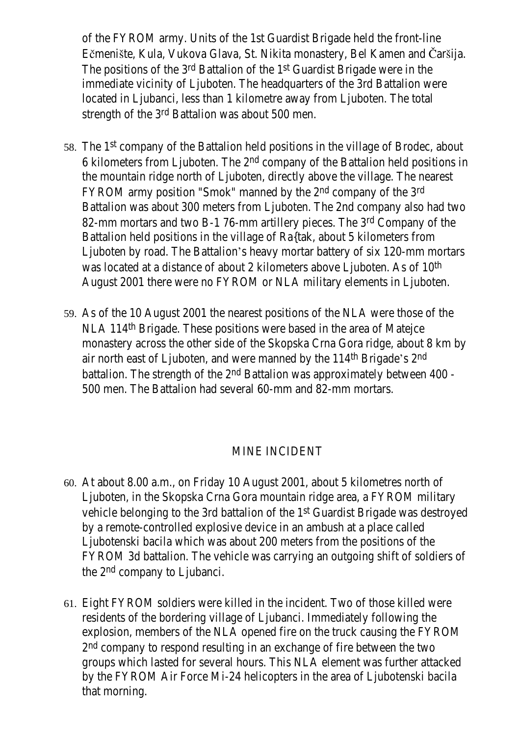of the FYROM army. Units of the 1st Guardist Brigade held the front-line Ečmenište, Kula, Vukova Glava, St. Nikita monastery, Bel Kamen and Čaršija. The positions of the 3rd Battalion of the 1st Guardist Brigade were in the immediate vicinity of Ljuboten. The headquarters of the 3rd Battalion were located in Ljubanci, less than 1 kilometre away from Ljuboten. The total strength of the 3rd Battalion was about 500 men.

58. The 1st company of the Battalion held positions in the village of Brodec, about 6 kilometers from Ljuboten. The 2nd company of the Battalion held positions in the mountain ridge north of Ljuboten, directly above the village. The nearest FYROM army position "Smok" manned by the 2nd company of the 3rd Battalion was about 300 meters from Ljuboten. The 2nd company also had two 82-mm mortars and two B-1 76-mm artillery pieces. The 3rd Company of the Battalion held positions in the village of Ra{tak, about 5 kilometers from Ljuboten by road. The Battalion's heavy mortar battery of six 120-mm mortars was located at a distance of about 2 kilometers above Ljuboten. As of 10th August 2001 there were no FYROM or NLA military elements in Ljuboten.

59. As of the 10 August 2001 the nearest positions of the NLA were those of the NLA 114th Brigade. These positions were based in the area of Matejce monastery across the other side of the Skopska Crna Gora ridge, about 8 km by air north east of Ljuboten, and were manned by the 114th Brigade's 2nd battalion. The strength of the 2nd Battalion was approximately between 400 - 500 men. The Battalion had several 60-mm and 82-mm mortars.

## MINE INCIDENT

60. At about 8.00 a.m., on Friday 10 August 2001, about 5 kilometres north of Ljuboten, in the Skopska Crna Gora mountain ridge area, a FYROM military vehicle belonging to the 3rd battalion of the 1st Guardist Brigade was destroyed by a remote-controlled explosive device in an ambush at a place called Ljubotenski bacila which was about 200 meters from the positions of the FYROM 3d battalion. The vehicle was carrying an outgoing shift of soldiers of the 2nd company to Ljubanci.

61. Eight FYROM soldiers were killed in the incident. Two of those killed were residents of the bordering village of Ljubanci. Immediately following the explosion, members of the NLA opened fire on the truck causing the FYROM 2nd company to respond resulting in an exchange of fire between the two groups which lasted for several hours. This NLA element was further attacked by the FYROM Air Force Mi-24 helicopters in the area of Ljubotenski bacila that morning.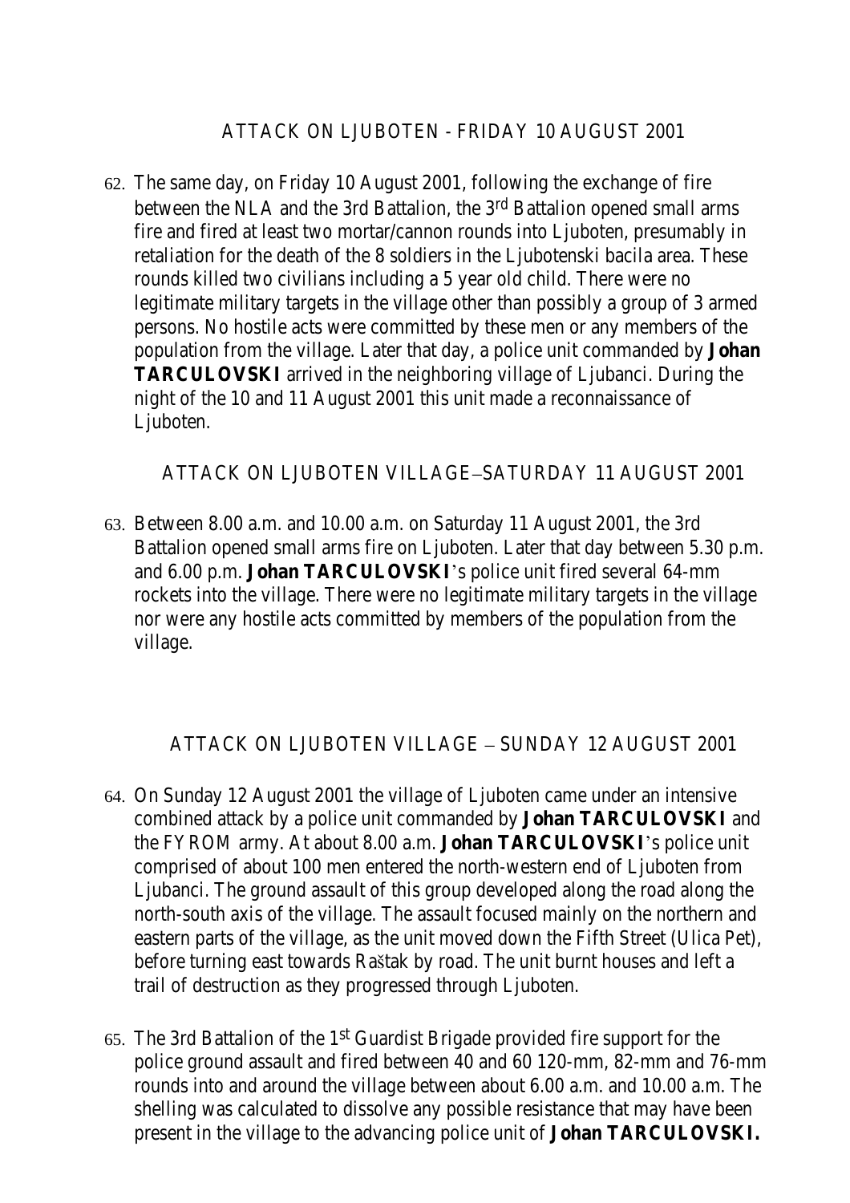## ATTACK ON LJUBOTEN - FRIDAY 10 AUGUST 2001

62. The same day, on Friday 10 August 2001, following the exchange of fire between the NLA and the 3rd Battalion, the 3rd Battalion opened small arms fire and fired at least two mortar/cannon rounds into Ljuboten, presumably in retaliation for the death of the 8 soldiers in the Ljubotenski bacila area. These rounds killed two civilians including a 5 year old child. There were no legitimate military targets in the village other than possibly a group of 3 armed persons. No hostile acts were committed by these men or any members of the population from the village. Later that day, a police unit commanded by **Johan TARCULOVSKI** arrived in the neighboring village of Ljubanci. During the night of the 10 and 11 August 2001 this unit made a reconnaissance of Ljuboten.

## ATTACK ON LJUBOTEN VILLAGE–SATURDAY 11 AUGUST 2001

63. Between 8.00 a.m. and 10.00 a.m. on Saturday 11 August 2001, the 3rd Battalion opened small arms fire on Ljuboten. Later that day between 5.30 p.m. and 6.00 p.m. **Johan TARCULOVSKI**'s police unit fired several 64-mm rockets into the village. There were no legitimate military targets in the village nor were any hostile acts committed by members of the population from the village.

## ATTACK ON LJUBOTEN VILLAGE – SUNDAY 12 AUGUST 2001

64. On Sunday 12 August 2001 the village of Ljuboten came under an intensive combined attack by a police unit commanded by **Johan TARCULOVSKI** and the FYROM army. At about 8.00 a.m. **Johan TARCULOVSKI**'s police unit comprised of about 100 men entered the north-western end of Ljuboten from Ljubanci. The ground assault of this group developed along the road along the north-south axis of the village. The assault focused mainly on the northern and eastern parts of the village, as the unit moved down the Fifth Street (Ulica Pet), before turning east towards Raštak by road. The unit burnt houses and left a trail of destruction as they progressed through Ljuboten.

65. The 3rd Battalion of the 1st Guardist Brigade provided fire support for the police ground assault and fired between 40 and 60 120-mm, 82-mm and 76-mm rounds into and around the village between about 6.00 a.m. and 10.00 a.m. The shelling was calculated to dissolve any possible resistance that may have been present in the village to the advancing police unit of **Johan TARCULOVSKI.**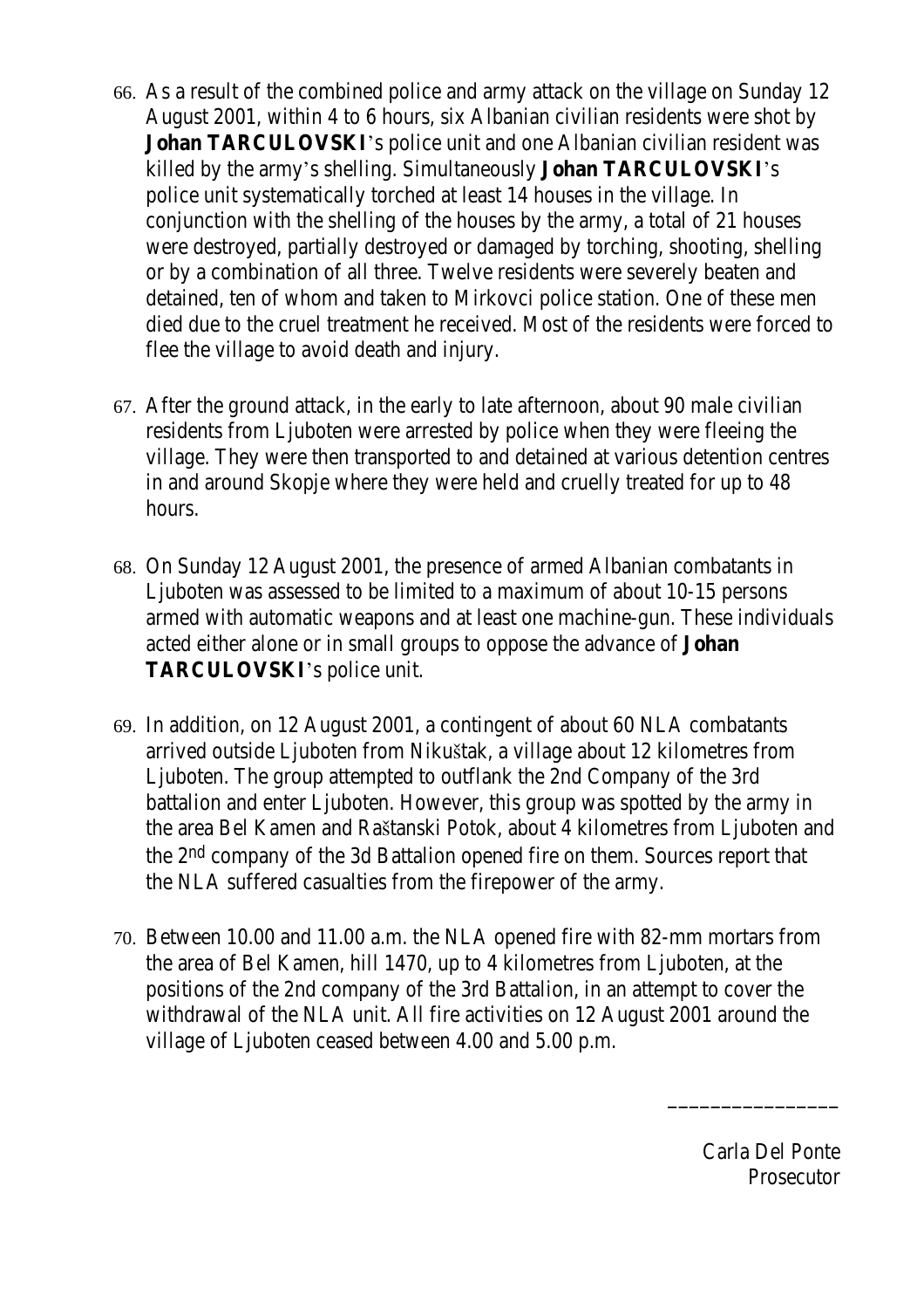66. As a result of the combined police and army attack on the village on Sunday 12 August 2001, within 4 to 6 hours, six Albanian civilian residents were shot by **Johan TARCULOVSKI**'s police unit and one Albanian civilian resident was killed by the army's shelling. Simultaneously **Johan TARCULOVSKI**'s police unit systematically torched at least 14 houses in the village. In conjunction with the shelling of the houses by the army, a total of 21 houses were destroyed, partially destroyed or damaged by torching, shooting, shelling or by a combination of all three. Twelve residents were severely beaten and detained, ten of whom and taken to Mirkovci police station. One of these men died due to the cruel treatment he received. Most of the residents were forced to flee the village to avoid death and injury.

67. After the ground attack, in the early to late afternoon, about 90 male civilian residents from Ljuboten were arrested by police when they were fleeing the village. They were then transported to and detained at various detention centres in and around Skopje where they were held and cruelly treated for up to 48 hours.

68. On Sunday 12 August 2001, the presence of armed Albanian combatants in Ljuboten was assessed to be limited to a maximum of about 10-15 persons armed with automatic weapons and at least one machine-gun. These individuals acted either alone or in small groups to oppose the advance of **Johan TARCULOVSKI**'s police unit.

69. In addition, on 12 August 2001, a contingent of about 60 NLA combatants arrived outside Ljuboten from Nikuštak, a village about 12 kilometres from Ljuboten. The group attempted to outflank the 2nd Company of the 3rd battalion and enter Ljuboten. However, this group was spotted by the army in the area Bel Kamen and Raštanski Potok, about 4 kilometres from Ljuboten and the 2nd company of the 3d Battalion opened fire on them. Sources report that the NLA suffered casualties from the firepower of the army.

70. Between 10.00 and 11.00 a.m. the NLA opened fire with 82-mm mortars from the area of Bel Kamen, hill 1470, up to 4 kilometres from Ljuboten, at the positions of the 2nd company of the 3rd Battalion, in an attempt to cover the withdrawal of the NLA unit. All fire activities on 12 August 2001 around the village of Ljuboten ceased between 4.00 and 5.00 p.m.

_______________

Carla Del Ponte
Prosecutor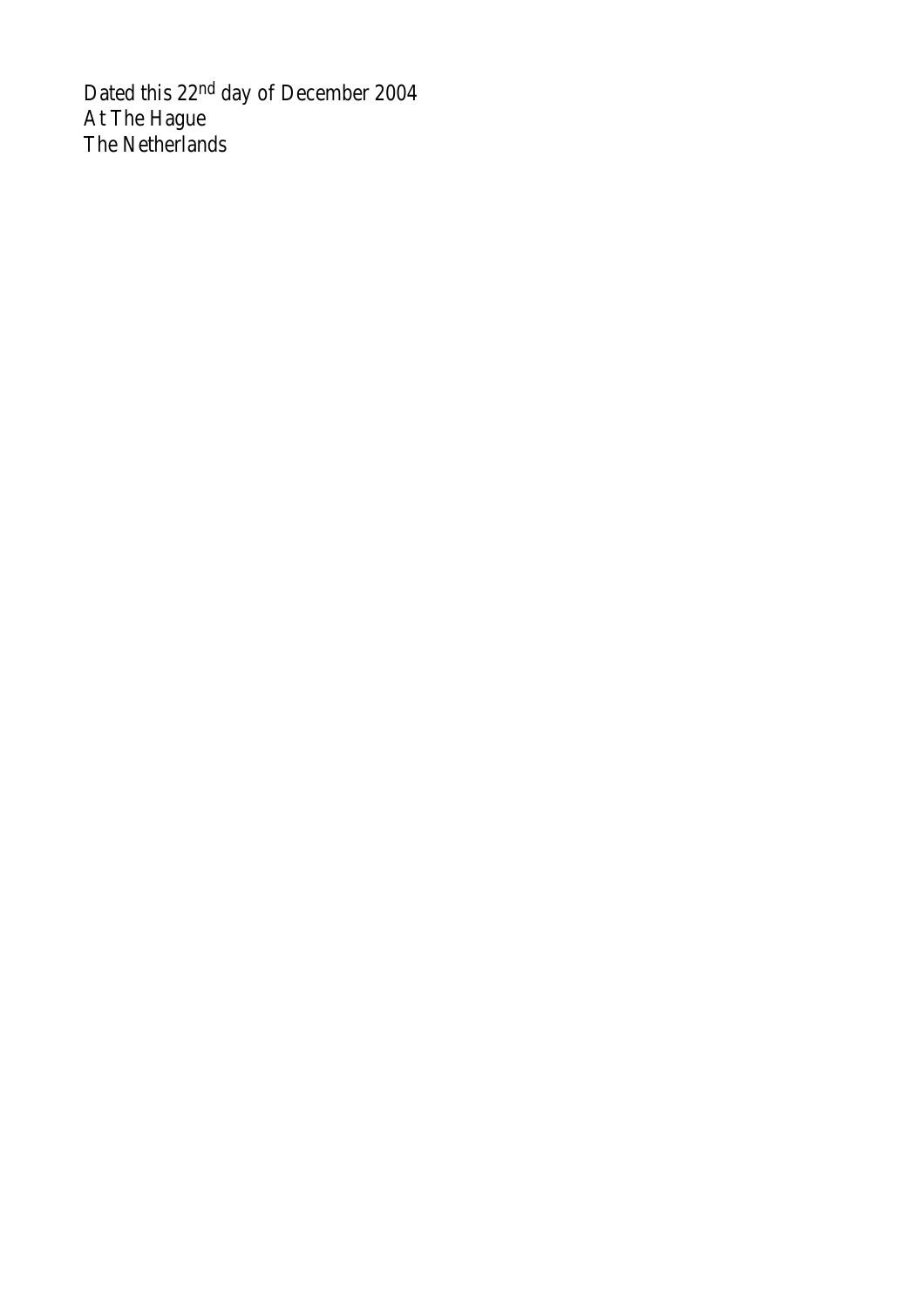Dated this 22nd day of December 2004
At The Hague
The Netherlands